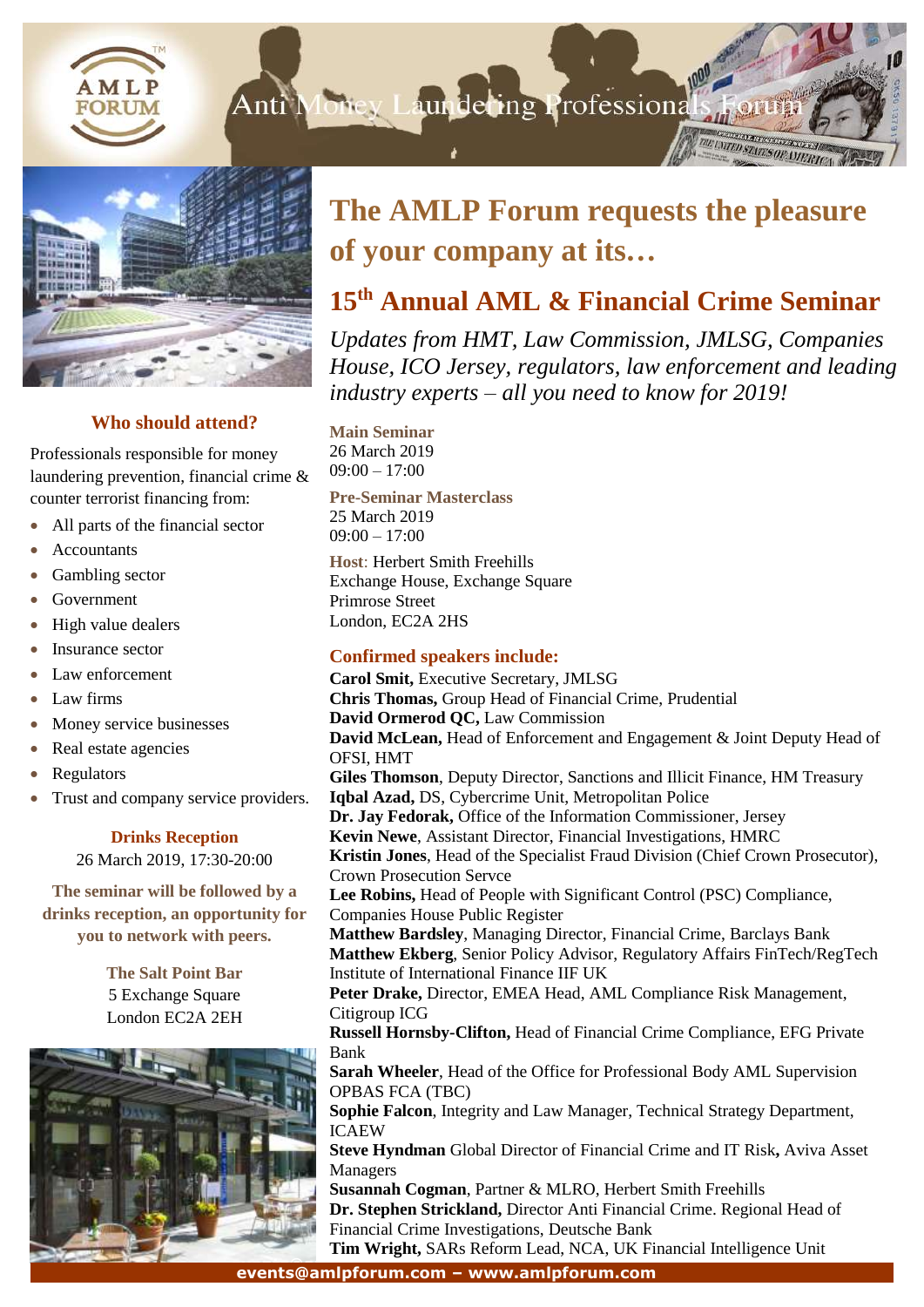AMLP FORUM

Anti Money Laundering Professionals Forum

# The AMLP Forum requests the pleasure of your company at its…

## 15th Annual AML & Financial Crime Seminar

*Updates from HMT, Law Commission, JMLSG, Companies House, ICO Jersey, regulators, law enforcement and leading industry experts – all you need to know for 2019!*

**Main Seminar**
26 March 2019
09:00 – 17:00

**Pre-Seminar Masterclass**
25 March 2019
09:00 – 17:00

**Host**: Herbert Smith Freehills
Exchange House, Exchange Square
Primrose Street
London, EC2A 2HS

### Confirmed speakers include:

**Carol Smit,** Executive Secretary, JMLSG
**Chris Thomas,** Group Head of Financial Crime, Prudential
**David Ormerod QC,** Law Commission
**David McLean,** Head of Enforcement and Engagement & Joint Deputy Head of OFSI, HMT
**Giles Thomson**, Deputy Director, Sanctions and Illicit Finance, HM Treasury
**Iqbal Azad,** DS, Cybercrime Unit, Metropolitan Police
**Dr. Jay Fedorak,** Office of the Information Commissioner, Jersey
**Kevin Newe**, Assistant Director, Financial Investigations, HMRC
**Kristin Jones**, Head of the Specialist Fraud Division (Chief Crown Prosecutor), Crown Prosecution Servce
**Lee Robins,** Head of People with Significant Control (PSC) Compliance, Companies House Public Register
**Matthew Bardsley**, Managing Director, Financial Crime, Barclays Bank
**Matthew Ekberg**, Senior Policy Advisor, Regulatory Affairs FinTech/RegTech Institute of International Finance IIF UK
**Peter Drake,** Director, EMEA Head, AML Compliance Risk Management, Citigroup ICG
**Russell Hornsby-Clifton,** Head of Financial Crime Compliance, EFG Private Bank
**Sarah Wheeler**, Head of the Office for Professional Body AML Supervision OPBAS FCA (TBC)
**Sophie Falcon**, Integrity and Law Manager, Technical Strategy Department, ICAEW
**Steve Hyndman** Global Director of Financial Crime and IT Risk**,** Aviva Asset Managers
**Susannah Cogman**, Partner & MLRO, Herbert Smith Freehills
**Dr. Stephen Strickland,** Director Anti Financial Crime. Regional Head of Financial Crime Investigations, Deutsche Bank
**Tim Wright,** SARs Reform Lead, NCA, UK Financial Intelligence Unit

### Who should attend?

Professionals responsible for money laundering prevention, financial crime & counter terrorist financing from:

- All parts of the financial sector
- Accountants
- Gambling sector
- Government
- High value dealers
- Insurance sector
- Law enforcement
- Law firms
- Money service businesses
- Real estate agencies
- Regulators
- Trust and company service providers.

**Drinks Reception**
26 March 2019, 17:30-20:00

**The seminar will be followed by a drinks reception, an opportunity for you to network with peers.**

**The Salt Point Bar**
5 Exchange Square
London EC2A 2EH

**events@amlpforum.com – www.amlpforum.com**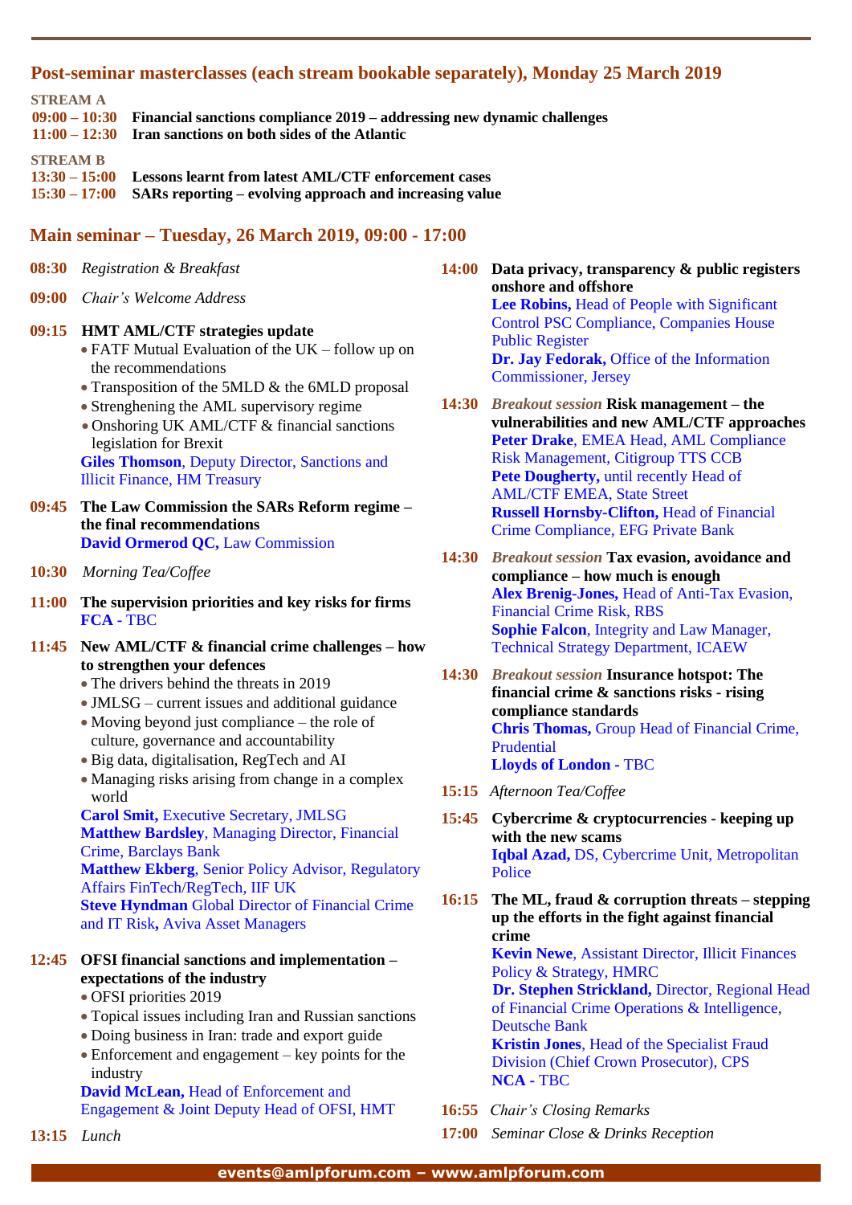## Post-seminar masterclasses (each stream bookable separately), Monday 25 March 2019

**STREAM A**

**09:00 – 10:30** **Financial sanctions compliance 2019 – addressing new dynamic challenges**

**11:00 – 12:30** **Iran sanctions on both sides of the Atlantic**

**STREAM B**

**13:30 – 15:00** **Lessons learnt from latest AML/CTF enforcement cases**

**15:30 – 17:00** **SARs reporting – evolving approach and increasing value**

## Main seminar – Tuesday, 26 March 2019, 09:00 - 17:00

**08:30** *Registration & Breakfast*

**09:00** *Chair's Welcome Address*

**09:15** **HMT AML/CTF strategies update**

- FATF Mutual Evaluation of the UK – follow up on the recommendations
- Transposition of the 5MLD & the 6MLD proposal
- Strenghening the AML supervisory regime
- Onshoring UK AML/CTF & financial sanctions legislation for Brexit

**Giles Thomson**, Deputy Director, Sanctions and Illicit Finance, HM Treasury

**09:45** **The Law Commission the SARs Reform regime – the final recommendations**

**David Ormerod QC,** Law Commission

**10:30** *Morning Tea/Coffee*

**11:00** **The supervision priorities and key risks for firms**

**FCA** - TBC

**11:45** **New AML/CTF & financial crime challenges – how to strengthen your defences**

- The drivers behind the threats in 2019
- JMLSG – current issues and additional guidance
- Moving beyond just compliance – the role of culture, governance and accountability
- Big data, digitalisation, RegTech and AI
- Managing risks arising from change in a complex world

**Carol Smit,** Executive Secretary, JMLSG

**Matthew Bardsley**, Managing Director, Financial Crime, Barclays Bank

**Matthew Ekberg**, Senior Policy Advisor, Regulatory Affairs FinTech/RegTech, IIF UK

**Steve Hyndman** Global Director of Financial Crime and IT Risk**,** Aviva Asset Managers

**12:45** **OFSI financial sanctions and implementation – expectations of the industry**

- OFSI priorities 2019
- Topical issues including Iran and Russian sanctions
- Doing business in Iran: trade and export guide
- Enforcement and engagement – key points for the industry

**David McLean,** Head of Enforcement and Engagement & Joint Deputy Head of OFSI, HMT

**13:15** *Lunch*

**14:00** **Data privacy, transparency & public registers onshore and offshore**

**Lee Robins,** Head of People with Significant Control PSC Compliance, Companies House Public Register

**Dr. Jay Fedorak,** Office of the Information Commissioner, Jersey

**14:30** *Breakout session* **Risk management – the vulnerabilities and new AML/CTF approaches**

**Peter Drake**, EMEA Head, AML Compliance Risk Management, Citigroup TTS CCB

**Pete Dougherty,** until recently Head of AML/CTF EMEA, State Street

**Russell Hornsby-Clifton,** Head of Financial Crime Compliance, EFG Private Bank

**14:30** *Breakout session* **Tax evasion, avoidance and compliance – how much is enough**

**Alex Brenig-Jones,** Head of Anti-Tax Evasion, Financial Crime Risk, RBS

**Sophie Falcon**, Integrity and Law Manager, Technical Strategy Department, ICAEW

**14:30** *Breakout session* **Insurance hotspot: The financial crime & sanctions risks - rising compliance standards**

**Chris Thomas,** Group Head of Financial Crime, Prudential

**Lloyds of London** - TBC

**15:15** *Afternoon Tea/Coffee*

**15:45** **Cybercrime & cryptocurrencies - keeping up with the new scams**

**Iqbal Azad,** DS, Cybercrime Unit, Metropolitan Police

**16:15** **The ML, fraud & corruption threats – stepping up the efforts in the fight against financial crime**

**Kevin Newe**, Assistant Director, Illicit Finances Policy & Strategy, HMRC

**Dr. Stephen Strickland,** Director, Regional Head of Financial Crime Operations & Intelligence, Deutsche Bank

**Kristin Jones**, Head of the Specialist Fraud Division (Chief Crown Prosecutor), CPS

**NCA** - TBC

**16:55** *Chair's Closing Remarks*

**17:00** *Seminar Close & Drinks Reception*

**events@amlpforum.com – www.amlpforum.com**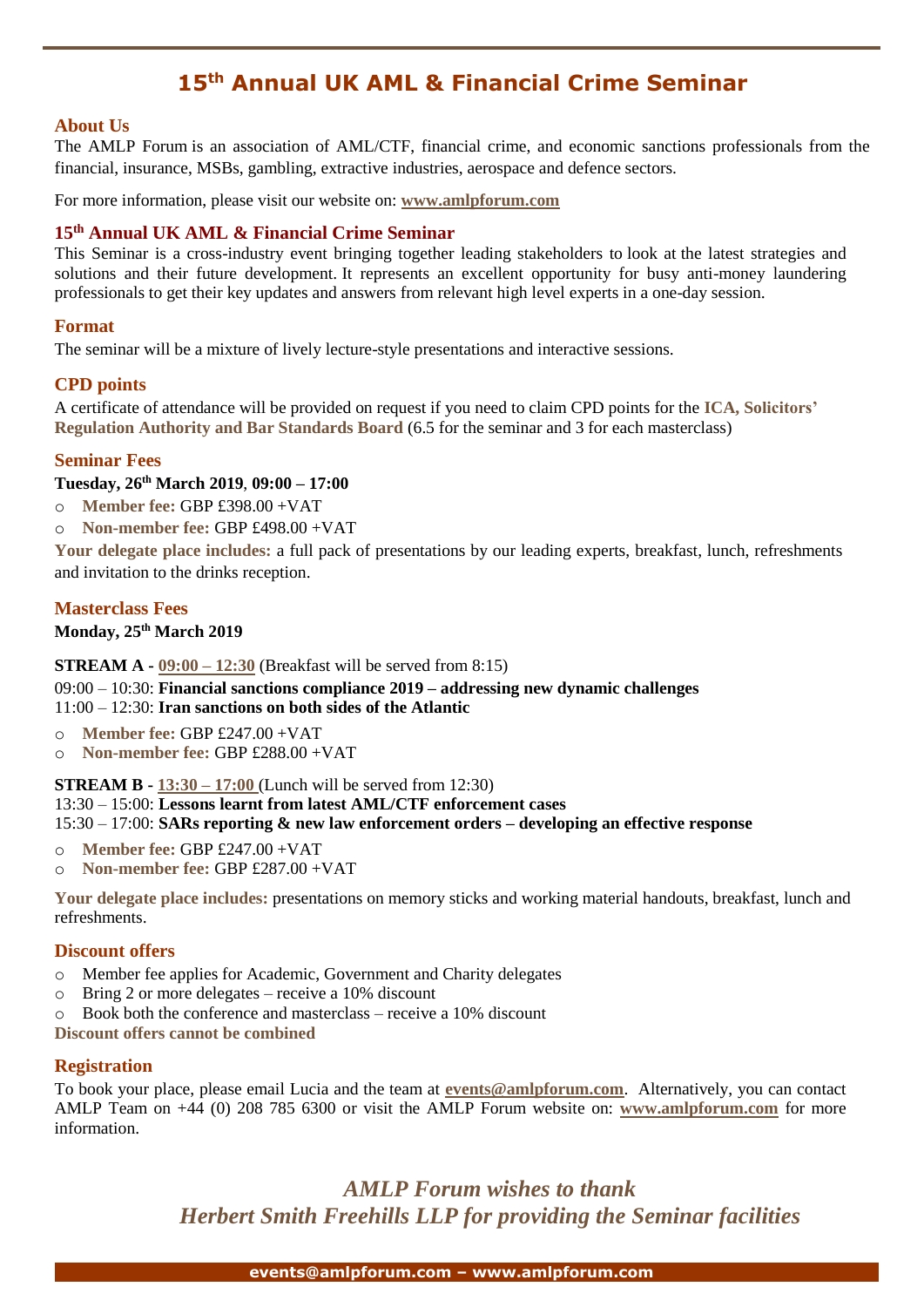# 15th Annual UK AML & Financial Crime Seminar

## About Us

The AMLP Forum is an association of AML/CTF, financial crime, and economic sanctions professionals from the financial, insurance, MSBs, gambling, extractive industries, aerospace and defence sectors.

For more information, please visit our website on: **www.amlpforum.com**

## 15th Annual UK AML & Financial Crime Seminar

This Seminar is a cross-industry event bringing together leading stakeholders to look at the latest strategies and solutions and their future development. It represents an excellent opportunity for busy anti-money laundering professionals to get their key updates and answers from relevant high level experts in a one-day session.

## Format

The seminar will be a mixture of lively lecture-style presentations and interactive sessions.

## CPD points

A certificate of attendance will be provided on request if you need to claim CPD points for the **ICA, Solicitors' Regulation Authority and Bar Standards Board** (6.5 for the seminar and 3 for each masterclass)

## Seminar Fees

**Tuesday, 26th March 2019**, **09:00 – 17:00**

- **Member fee:** GBP £398.00 +VAT
- **Non-member fee:** GBP £498.00 +VAT

**Your delegate place includes:** a full pack of presentations by our leading experts, breakfast, lunch, refreshments and invitation to the drinks reception.

## Masterclass Fees

**Monday, 25th March 2019**

**STREAM A - 09:00 – 12:30** (Breakfast will be served from 8:15)

09:00 – 10:30: **Financial sanctions compliance 2019 – addressing new dynamic challenges**
11:00 – 12:30: **Iran sanctions on both sides of the Atlantic**

- **Member fee:** GBP £247.00 +VAT
- **Non-member fee:** GBP £288.00 +VAT

**STREAM B - 13:30 – 17:00** (Lunch will be served from 12:30)

13:30 – 15:00: **Lessons learnt from latest AML/CTF enforcement cases**
15:30 – 17:00: **SARs reporting & new law enforcement orders – developing an effective response**

- **Member fee:** GBP £247.00 +VAT
- **Non-member fee:** GBP £287.00 +VAT

**Your delegate place includes:** presentations on memory sticks and working material handouts, breakfast, lunch and refreshments.

## Discount offers

- Member fee applies for Academic, Government and Charity delegates
- Bring 2 or more delegates – receive a 10% discount
- Book both the conference and masterclass – receive a 10% discount

**Discount offers cannot be combined**

## Registration

To book your place, please email Lucia and the team at **events@amlpforum.com**. Alternatively, you can contact AMLP Team on +44 (0) 208 785 6300 or visit the AMLP Forum website on: **www.amlpforum.com** for more information.

***AMLP Forum wishes to thank***
***Herbert Smith Freehills LLP for providing the Seminar facilities***

**events@amlpforum.com – www.amlpforum.com**